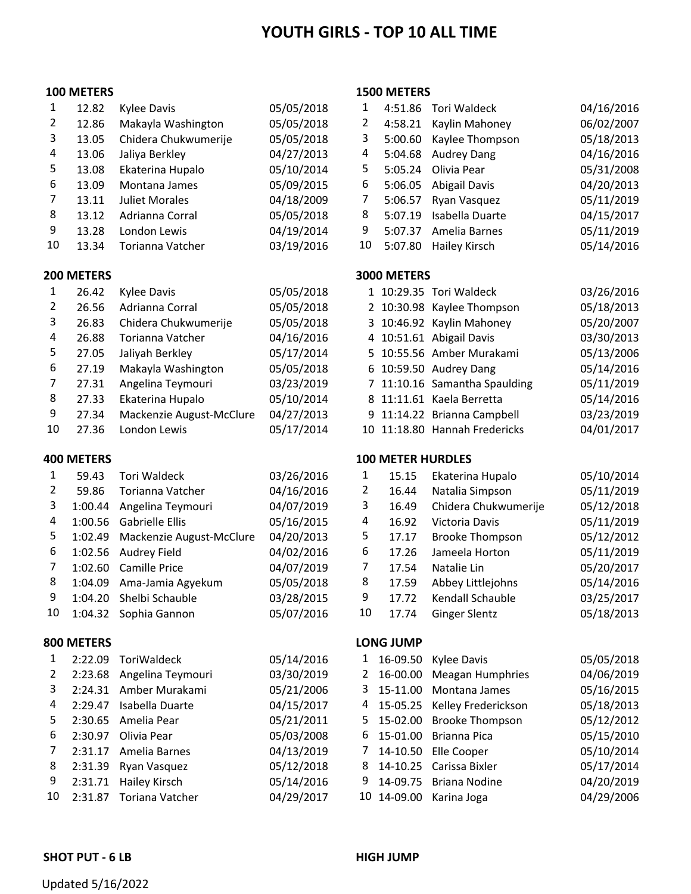# YOUTH GIRLS - TOP 10 ALL TIME

**100 METERS**

| | | | |
|---|---|---|---|
| 1 | 12.82 | Kylee Davis | 05/05/2018 |
| 2 | 12.86 | Makayla Washington | 05/05/2018 |
| 3 | 13.05 | Chidera Chukwumerije | 05/05/2018 |
| 4 | 13.06 | Jaliya Berkley | 04/27/2013 |
| 5 | 13.08 | Ekaterina Hupalo | 05/10/2014 |
| 6 | 13.09 | Montana James | 05/09/2015 |
| 7 | 13.11 | Juliet Morales | 04/18/2009 |
| 8 | 13.12 | Adrianna Corral | 05/05/2018 |
| 9 | 13.28 | London Lewis | 04/19/2014 |
| 10 | 13.34 | Torianna Vatcher | 03/19/2016 |

**200 METERS**

| | | | |
|---|---|---|---|
| 1 | 26.42 | Kylee Davis | 05/05/2018 |
| 2 | 26.56 | Adrianna Corral | 05/05/2018 |
| 3 | 26.83 | Chidera Chukwumerije | 05/05/2018 |
| 4 | 26.88 | Torianna Vatcher | 04/16/2016 |
| 5 | 27.05 | Jaliyah Berkley | 05/17/2014 |
| 6 | 27.19 | Makayla Washington | 05/05/2018 |
| 7 | 27.31 | Angelina Teymouri | 03/23/2019 |
| 8 | 27.33 | Ekaterina Hupalo | 05/10/2014 |
| 9 | 27.34 | Mackenzie August-McClure | 04/27/2013 |
| 10 | 27.36 | London Lewis | 05/17/2014 |

**400 METERS**

| | | | |
|---|---|---|---|
| 1 | 59.43 | Tori Waldeck | 03/26/2016 |
| 2 | 59.86 | Torianna Vatcher | 04/16/2016 |
| 3 | 1:00.44 | Angelina Teymouri | 04/07/2019 |
| 4 | 1:00.56 | Gabrielle Ellis | 05/16/2015 |
| 5 | 1:02.49 | Mackenzie August-McClure | 04/20/2013 |
| 6 | 1:02.56 | Audrey Field | 04/02/2016 |
| 7 | 1:02.60 | Camille Price | 04/07/2019 |
| 8 | 1:04.09 | Ama-Jamia Agyekum | 05/05/2018 |
| 9 | 1:04.20 | Shelbi Schauble | 03/28/2015 |
| 10 | 1:04.32 | Sophia Gannon | 05/07/2016 |

**800 METERS**

| | | | |
|---|---|---|---|
| 1 | 2:22.09 | ToriWaldeck | 05/14/2016 |
| 2 | 2:23.68 | Angelina Teymouri | 03/30/2019 |
| 3 | 2:24.31 | Amber Murakami | 05/21/2006 |
| 4 | 2:29.47 | Isabella Duarte | 04/15/2017 |
| 5 | 2:30.65 | Amelia Pear | 05/21/2011 |
| 6 | 2:30.97 | Olivia Pear | 05/03/2008 |
| 7 | 2:31.17 | Amelia Barnes | 04/13/2019 |
| 8 | 2:31.39 | Ryan Vasquez | 05/12/2018 |
| 9 | 2:31.71 | Hailey Kirsch | 05/14/2016 |
| 10 | 2:31.87 | Toriana Vatcher | 04/29/2017 |

**1500 METERS**

| | | | |
|---|---|---|---|
| 1 | 4:51.86 | Tori Waldeck | 04/16/2016 |
| 2 | 4:58.21 | Kaylin Mahoney | 06/02/2007 |
| 3 | 5:00.60 | Kaylee Thompson | 05/18/2013 |
| 4 | 5:04.68 | Audrey Dang | 04/16/2016 |
| 5 | 5:05.24 | Olivia Pear | 05/31/2008 |
| 6 | 5:06.05 | Abigail Davis | 04/20/2013 |
| 7 | 5:06.57 | Ryan Vasquez | 05/11/2019 |
| 8 | 5:07.19 | Isabella Duarte | 04/15/2017 |
| 9 | 5:07.37 | Amelia Barnes | 05/11/2019 |
| 10 | 5:07.80 | Hailey Kirsch | 05/14/2016 |

**3000 METERS**

| | | | |
|---|---|---|---|
| 1 | 10:29.35 | Tori Waldeck | 03/26/2016 |
| 2 | 10:30.98 | Kaylee Thompson | 05/18/2013 |
| 3 | 10:46.92 | Kaylin Mahoney | 05/20/2007 |
| 4 | 10:51.61 | Abigail Davis | 03/30/2013 |
| 5 | 10:55.56 | Amber Murakami | 05/13/2006 |
| 6 | 10:59.50 | Audrey Dang | 05/14/2016 |
| 7 | 11:10.16 | Samantha Spaulding | 05/11/2019 |
| 8 | 11:11.61 | Kaela Berretta | 05/14/2016 |
| 9 | 11:14.22 | Brianna Campbell | 03/23/2019 |
| 10 | 11:18.80 | Hannah Fredericks | 04/01/2017 |

**100 METER HURDLES**

| | | | |
|---|---|---|---|
| 1 | 15.15 | Ekaterina Hupalo | 05/10/2014 |
| 2 | 16.44 | Natalia Simpson | 05/11/2019 |
| 3 | 16.49 | Chidera Chukwumerije | 05/12/2018 |
| 4 | 16.92 | Victoria Davis | 05/11/2019 |
| 5 | 17.17 | Brooke Thompson | 05/12/2012 |
| 6 | 17.26 | Jameela Horton | 05/11/2019 |
| 7 | 17.54 | Natalie Lin | 05/20/2017 |
| 8 | 17.59 | Abbey Littlejohns | 05/14/2016 |
| 9 | 17.72 | Kendall Schauble | 03/25/2017 |
| 10 | 17.74 | Ginger Slentz | 05/18/2013 |

**LONG JUMP**

| | | | |
|---|---|---|---|
| 1 | 16-09.50 | Kylee Davis | 05/05/2018 |
| 2 | 16-00.00 | Meagan Humphries | 04/06/2019 |
| 3 | 15-11.00 | Montana James | 05/16/2015 |
| 4 | 15-05.25 | Kelley Frederickson | 05/18/2013 |
| 5 | 15-02.00 | Brooke Thompson | 05/12/2012 |
| 6 | 15-01.00 | Brianna Pica | 05/15/2010 |
| 7 | 14-10.50 | Elle Cooper | 05/10/2014 |
| 8 | 14-10.25 | Carissa Bixler | 05/17/2014 |
| 9 | 14-09.75 | Briana Nodine | 04/20/2019 |
| 10 | 14-09.00 | Karina Joga | 04/29/2006 |

**SHOT PUT - 6 LB**

**HIGH JUMP**

Updated 5/16/2022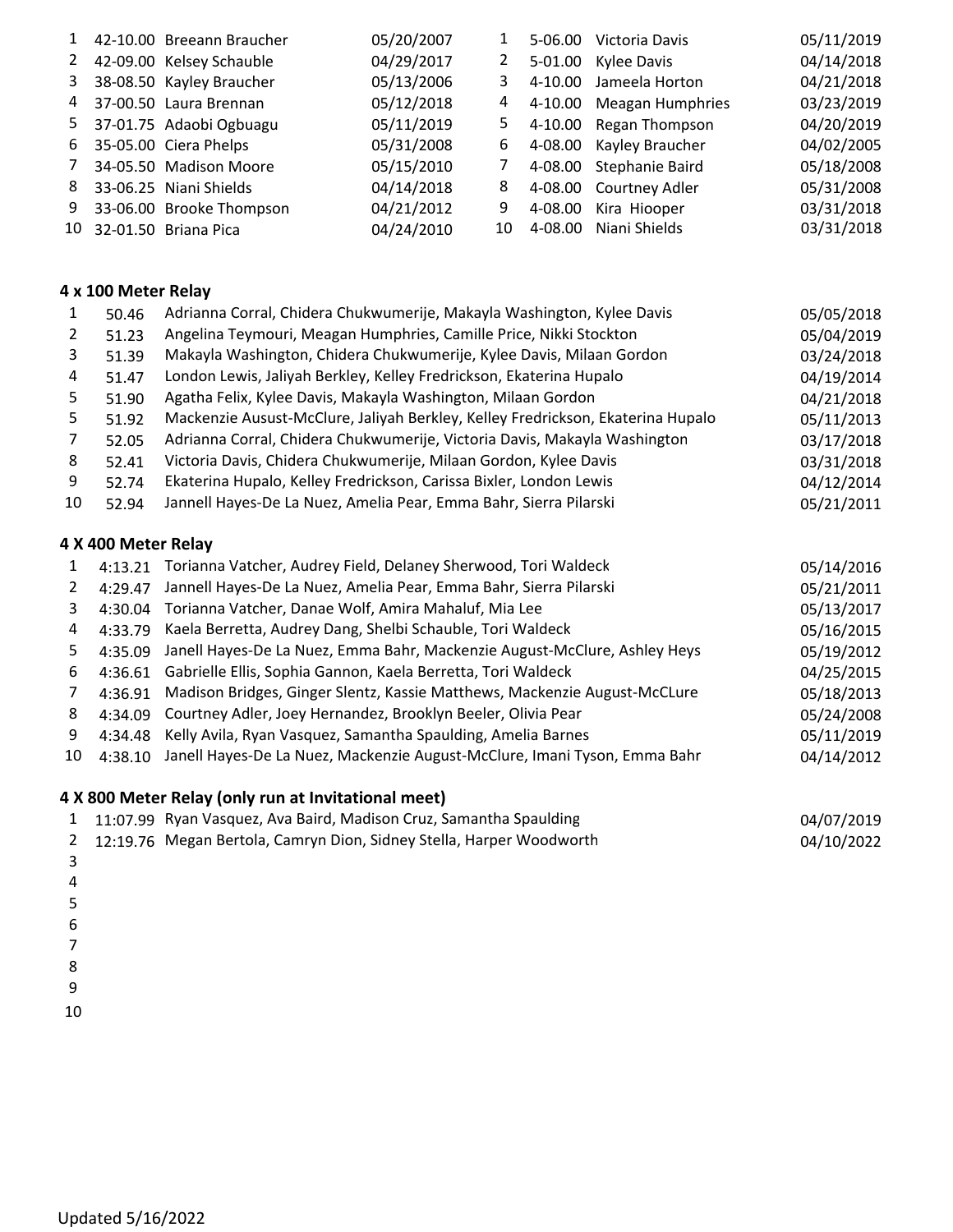| | | | | | | | |
|---|---|---|---|---|---|---|---|
| 1 | 42-10.00 | Breeann Braucher | 05/20/2007 | 1 | 5-06.00 | Victoria Davis | 05/11/2019 |
| 2 | 42-09.00 | Kelsey Schauble | 04/29/2017 | 2 | 5-01.00 | Kylee Davis | 04/14/2018 |
| 3 | 38-08.50 | Kayley Braucher | 05/13/2006 | 3 | 4-10.00 | Jameela Horton | 04/21/2018 |
| 4 | 37-00.50 | Laura Brennan | 05/12/2018 | 4 | 4-10.00 | Meagan Humphries | 03/23/2019 |
| 5 | 37-01.75 | Adaobi Ogbuagu | 05/11/2019 | 5 | 4-10.00 | Regan Thompson | 04/20/2019 |
| 6 | 35-05.00 | Ciera Phelps | 05/31/2008 | 6 | 4-08.00 | Kayley Braucher | 04/02/2005 |
| 7 | 34-05.50 | Madison Moore | 05/15/2010 | 7 | 4-08.00 | Stephanie Baird | 05/18/2008 |
| 8 | 33-06.25 | Niani Shields | 04/14/2018 | 8 | 4-08.00 | Courtney Adler | 05/31/2008 |
| 9 | 33-06.00 | Brooke Thompson | 04/21/2012 | 9 | 4-08.00 | Kira Hiooper | 03/31/2018 |
| 10 | 32-01.50 | Briana Pica | 04/24/2010 | 10 | 4-08.00 | Niani Shields | 03/31/2018 |

**4 x 100 Meter Relay**

| | | | |
|---|---|---|---|
| 1 | 50.46 | Adrianna Corral, Chidera Chukwumerije, Makayla Washington, Kylee Davis | 05/05/2018 |
| 2 | 51.23 | Angelina Teymouri, Meagan Humphries, Camille Price, Nikki Stockton | 05/04/2019 |
| 3 | 51.39 | Makayla Washington, Chidera Chukwumerije, Kylee Davis, Milaan Gordon | 03/24/2018 |
| 4 | 51.47 | London Lewis, Jaliyah Berkley, Kelley Fredrickson, Ekaterina Hupalo | 04/19/2014 |
| 5 | 51.90 | Agatha Felix, Kylee Davis, Makayla Washington, Milaan Gordon | 04/21/2018 |
| 5 | 51.92 | Mackenzie Ausust-McClure, Jaliyah Berkley, Kelley Fredrickson, Ekaterina Hupalo | 05/11/2013 |
| 7 | 52.05 | Adrianna Corral, Chidera Chukwumerije, Victoria Davis, Makayla Washington | 03/17/2018 |
| 8 | 52.41 | Victoria Davis, Chidera Chukwumerije, Milaan Gordon, Kylee Davis | 03/31/2018 |
| 9 | 52.74 | Ekaterina Hupalo, Kelley Fredrickson, Carissa Bixler, London Lewis | 04/12/2014 |
| 10 | 52.94 | Jannell Hayes-De La Nuez, Amelia Pear, Emma Bahr, Sierra Pilarski | 05/21/2011 |

**4 X 400 Meter Relay**

| | | | |
|---|---|---|---|
| 1 | 4:13.21 | Torianna Vatcher, Audrey Field, Delaney Sherwood, Tori Waldeck | 05/14/2016 |
| 2 | 4:29.47 | Jannell Hayes-De La Nuez, Amelia Pear, Emma Bahr, Sierra Pilarski | 05/21/2011 |
| 3 | 4:30.04 | Torianna Vatcher, Danae Wolf, Amira Mahaluf, Mia Lee | 05/13/2017 |
| 4 | 4:33.79 | Kaela Berretta, Audrey Dang, Shelbi Schauble, Tori Waldeck | 05/16/2015 |
| 5 | 4:35.09 | Janell Hayes-De La Nuez, Emma Bahr, Mackenzie August-McClure, Ashley Heys | 05/19/2012 |
| 6 | 4:36.61 | Gabrielle Ellis, Sophia Gannon, Kaela Berretta, Tori Waldeck | 04/25/2015 |
| 7 | 4:36.91 | Madison Bridges, Ginger Slentz, Kassie Matthews, Mackenzie August-McCLure | 05/18/2013 |
| 8 | 4:34.09 | Courtney Adler, Joey Hernandez, Brooklyn Beeler, Olivia Pear | 05/24/2008 |
| 9 | 4:34.48 | Kelly Avila, Ryan Vasquez, Samantha Spaulding, Amelia Barnes | 05/11/2019 |
| 10 | 4:38.10 | Janell Hayes-De La Nuez, Mackenzie August-McClure, Imani Tyson, Emma Bahr | 04/14/2012 |

**4 X 800 Meter Relay (only run at Invitational meet)**

| | | | |
|---|---|---|---|
| 1 | 11:07.99 | Ryan Vasquez, Ava Baird, Madison Cruz, Samantha Spaulding | 04/07/2019 |
| 2 | 12:19.76 | Megan Bertola, Camryn Dion, Sidney Stella, Harper Woodworth | 04/10/2022 |
| 3 | | | |
| 4 | | | |
| 5 | | | |
| 6 | | | |
| 7 | | | |
| 8 | | | |
| 9 | | | |
| 10 | | | |

Updated 5/16/2022